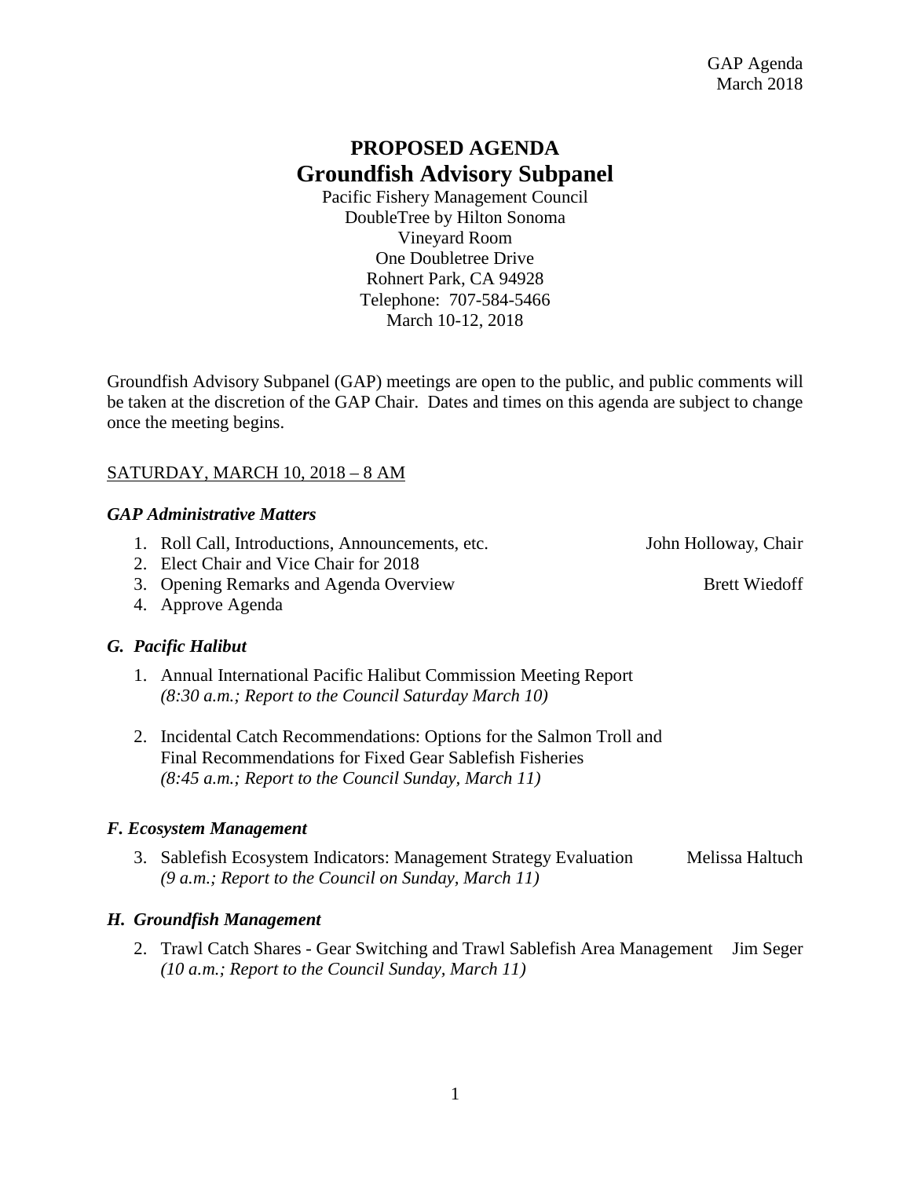GAP Agenda
March 2018

# PROPOSED AGENDA
## Groundfish Advisory Subpanel

Pacific Fishery Management Council
DoubleTree by Hilton Sonoma
Vineyard Room
One Doubletree Drive
Rohnert Park, CA 94928
Telephone: 707-584-5466
March 10-12, 2018

Groundfish Advisory Subpanel (GAP) meetings are open to the public, and public comments will be taken at the discretion of the GAP Chair. Dates and times on this agenda are subject to change once the meeting begins.

SATURDAY, MARCH 10, 2018 – 8 AM

### *GAP Administrative Matters*

1. Roll Call, Introductions, Announcements, etc. — John Holloway, Chair
2. Elect Chair and Vice Chair for 2018
3. Opening Remarks and Agenda Overview — Brett Wiedoff
4. Approve Agenda

### *G. Pacific Halibut*

1. Annual International Pacific Halibut Commission Meeting Report
   *(8:30 a.m.; Report to the Council Saturday March 10)*

2. Incidental Catch Recommendations: Options for the Salmon Troll and Final Recommendations for Fixed Gear Sablefish Fisheries
   *(8:45 a.m.; Report to the Council Sunday, March 11)*

### *F. Ecosystem Management*

3. Sablefish Ecosystem Indicators: Management Strategy Evaluation — Melissa Haltuch
   *(9 a.m.; Report to the Council on Sunday, March 11)*

### *H. Groundfish Management*

2. Trawl Catch Shares - Gear Switching and Trawl Sablefish Area Management — Jim Seger
   *(10 a.m.; Report to the Council Sunday, March 11)*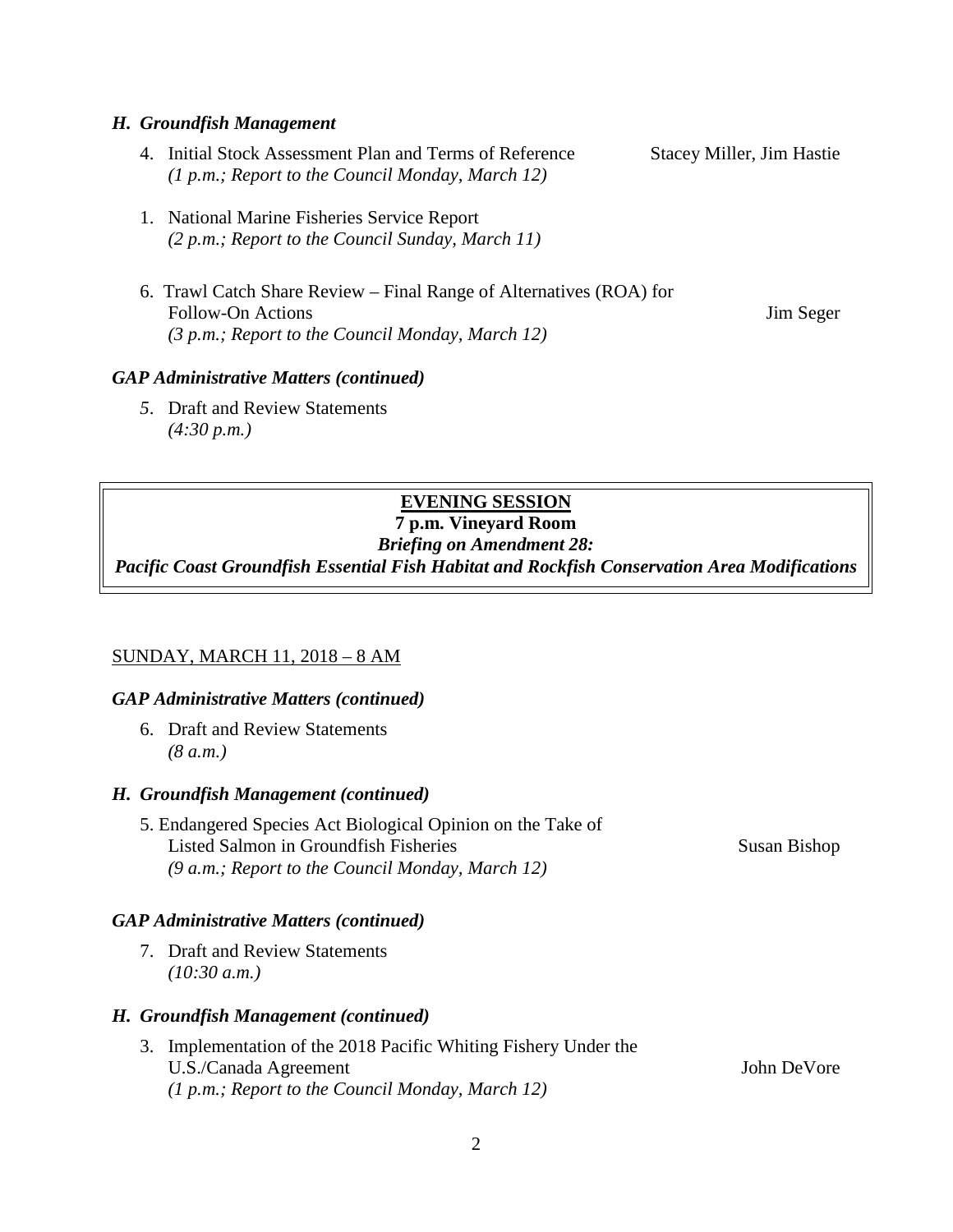### *H. Groundfish Management*

4. Initial Stock Assessment Plan and Terms of Reference — Stacey Miller, Jim Hastie
   *(1 p.m.; Report to the Council Monday, March 12)*

1. National Marine Fisheries Service Report
   *(2 p.m.; Report to the Council Sunday, March 11)*

6. Trawl Catch Share Review – Final Range of Alternatives (ROA) for Follow-On Actions — Jim Seger
   *(3 p.m.; Report to the Council Monday, March 12)*

### *GAP Administrative Matters (continued)*

5. Draft and Review Statements
   *(4:30 p.m.)*

---

**EVENING SESSION**

**7 p.m. Vineyard Room**

***Briefing on Amendment 28:***

***Pacific Coast Groundfish Essential Fish Habitat and Rockfish Conservation Area Modifications***

---

## SUNDAY, MARCH 11, 2018 – 8 AM

### *GAP Administrative Matters (continued)*

6. Draft and Review Statements
   *(8 a.m.)*

### *H. Groundfish Management (continued)*

5. Endangered Species Act Biological Opinion on the Take of Listed Salmon in Groundfish Fisheries — Susan Bishop
   *(9 a.m.; Report to the Council Monday, March 12)*

### *GAP Administrative Matters (continued)*

7. Draft and Review Statements
   *(10:30 a.m.)*

### *H. Groundfish Management (continued)*

3. Implementation of the 2018 Pacific Whiting Fishery Under the U.S./Canada Agreement — John DeVore
   *(1 p.m.; Report to the Council Monday, March 12)*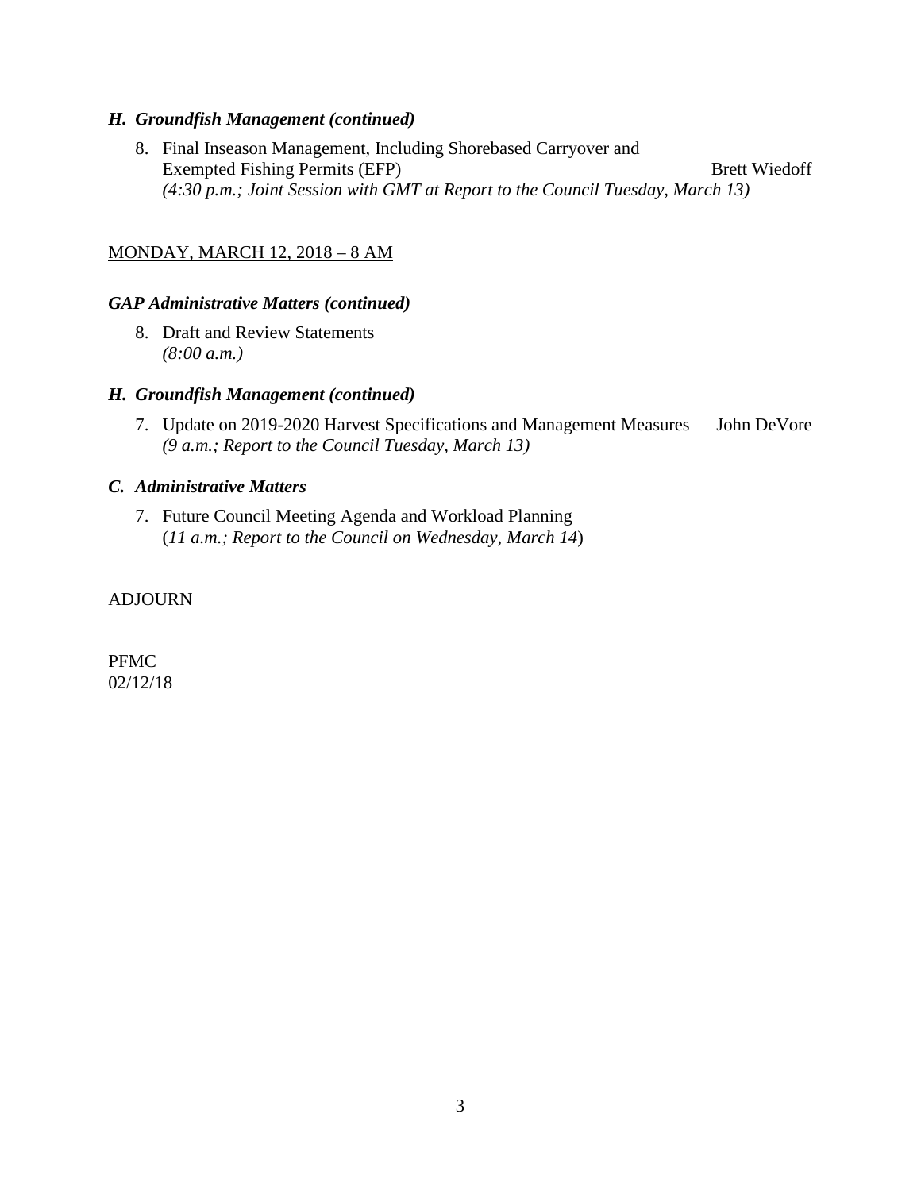### *H. Groundfish Management (continued)*

8. Final Inseason Management, Including Shorebased Carryover and Exempted Fishing Permits (EFP) — Brett Wiedoff
   *(4:30 p.m.; Joint Session with GMT at Report to the Council Tuesday, March 13)*

<u>MONDAY, MARCH 12, 2018 – 8 AM</u>

### *GAP Administrative Matters (continued)*

8. Draft and Review Statements
   *(8:00 a.m.)*

### *H. Groundfish Management (continued)*

7. Update on 2019-2020 Harvest Specifications and Management Measures — John DeVore
   *(9 a.m.; Report to the Council Tuesday, March 13)*

### *C. Administrative Matters*

7. Future Council Meeting Agenda and Workload Planning
   (*11 a.m.; Report to the Council on Wednesday, March 14*)

ADJOURN

PFMC
02/12/18